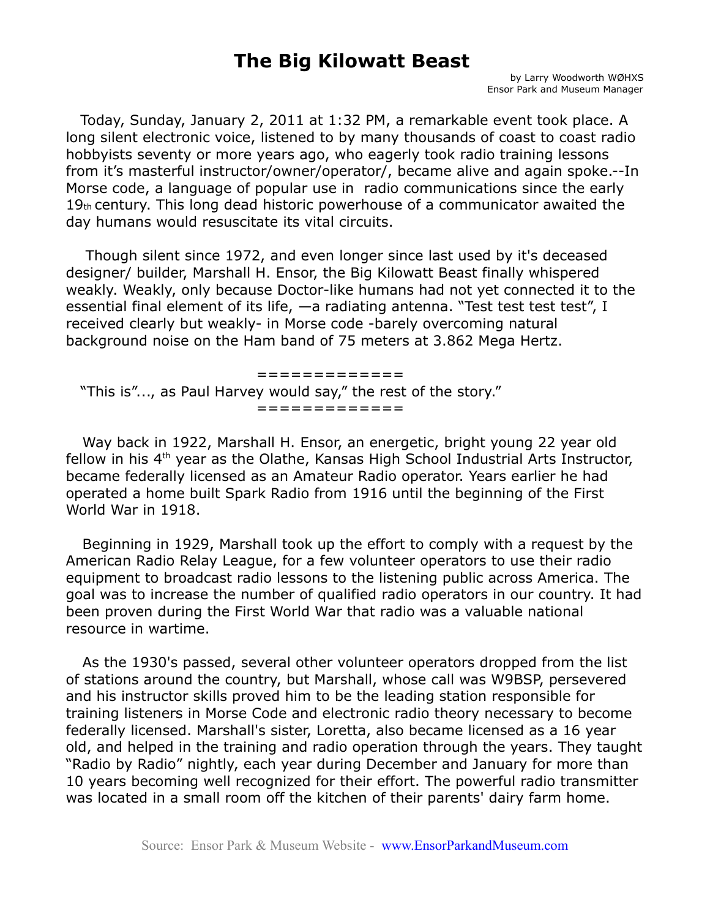# The Big Kilowatt Beast

by Larry Woodworth WØHXS
Ensor Park and Museum Manager

Today, Sunday, January 2, 2011 at 1:32 PM, a remarkable event took place. A long silent electronic voice, listened to by many thousands of coast to coast radio hobbyists seventy or more years ago, who eagerly took radio training lessons from it's masterful instructor/owner/operator/, became alive and again spoke.--In Morse code, a language of popular use in radio communications since the early 19th century. This long dead historic powerhouse of a communicator awaited the day humans would resuscitate its vital circuits.

Though silent since 1972, and even longer since last used by it's deceased designer/ builder, Marshall H. Ensor, the Big Kilowatt Beast finally whispered weakly. Weakly, only because Doctor-like humans had not yet connected it to the essential final element of its life, —a radiating antenna. "Test test test test", I received clearly but weakly- in Morse code -barely overcoming natural background noise on the Ham band of 75 meters at 3.862 Mega Hertz.

=============

"This is"..., as Paul Harvey would say," the rest of the story."

=============

Way back in 1922, Marshall H. Ensor, an energetic, bright young 22 year old fellow in his 4th year as the Olathe, Kansas High School Industrial Arts Instructor, became federally licensed as an Amateur Radio operator. Years earlier he had operated a home built Spark Radio from 1916 until the beginning of the First World War in 1918.

Beginning in 1929, Marshall took up the effort to comply with a request by the American Radio Relay League, for a few volunteer operators to use their radio equipment to broadcast radio lessons to the listening public across America. The goal was to increase the number of qualified radio operators in our country. It had been proven during the First World War that radio was a valuable national resource in wartime.

As the 1930's passed, several other volunteer operators dropped from the list of stations around the country, but Marshall, whose call was W9BSP, persevered and his instructor skills proved him to be the leading station responsible for training listeners in Morse Code and electronic radio theory necessary to become federally licensed. Marshall's sister, Loretta, also became licensed as a 16 year old, and helped in the training and radio operation through the years. They taught "Radio by Radio" nightly, each year during December and January for more than 10 years becoming well recognized for their effort. The powerful radio transmitter was located in a small room off the kitchen of their parents' dairy farm home.

Source: Ensor Park & Museum Website - www.EnsorParkandMuseum.com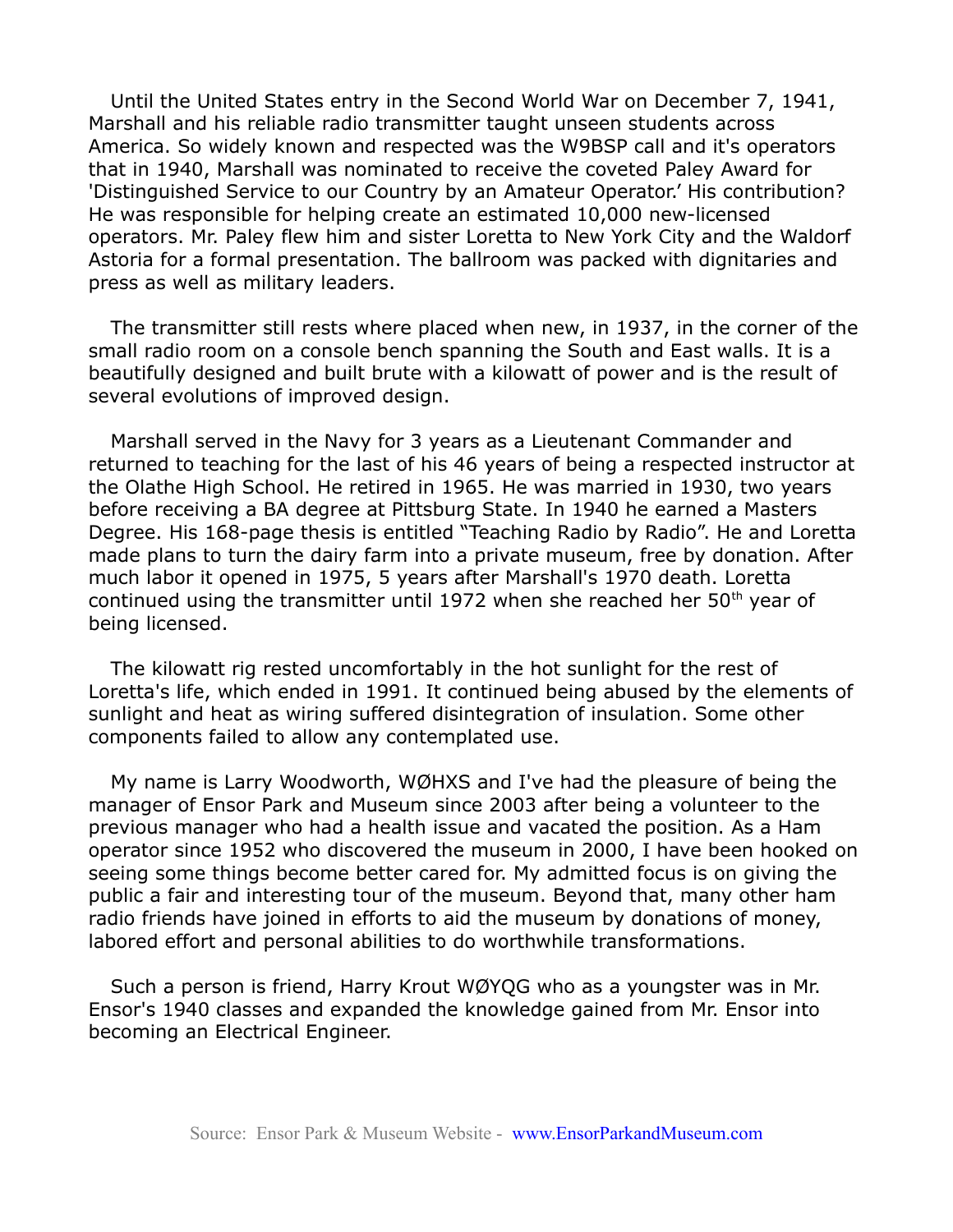Until the United States entry in the Second World War on December 7, 1941, Marshall and his reliable radio transmitter taught unseen students across America. So widely known and respected was the W9BSP call and it's operators that in 1940, Marshall was nominated to receive the coveted Paley Award for 'Distinguished Service to our Country by an Amateur Operator.' His contribution? He was responsible for helping create an estimated 10,000 new-licensed operators. Mr. Paley flew him and sister Loretta to New York City and the Waldorf Astoria for a formal presentation. The ballroom was packed with dignitaries and press as well as military leaders.

The transmitter still rests where placed when new, in 1937, in the corner of the small radio room on a console bench spanning the South and East walls. It is a beautifully designed and built brute with a kilowatt of power and is the result of several evolutions of improved design.

Marshall served in the Navy for 3 years as a Lieutenant Commander and returned to teaching for the last of his 46 years of being a respected instructor at the Olathe High School. He retired in 1965. He was married in 1930, two years before receiving a BA degree at Pittsburg State. In 1940 he earned a Masters Degree. His 168-page thesis is entitled "Teaching Radio by Radio". He and Loretta made plans to turn the dairy farm into a private museum, free by donation. After much labor it opened in 1975, 5 years after Marshall's 1970 death. Loretta continued using the transmitter until 1972 when she reached her 50th year of being licensed.

The kilowatt rig rested uncomfortably in the hot sunlight for the rest of Loretta's life, which ended in 1991. It continued being abused by the elements of sunlight and heat as wiring suffered disintegration of insulation. Some other components failed to allow any contemplated use.

My name is Larry Woodworth, WØHXS and I've had the pleasure of being the manager of Ensor Park and Museum since 2003 after being a volunteer to the previous manager who had a health issue and vacated the position. As a Ham operator since 1952 who discovered the museum in 2000, I have been hooked on seeing some things become better cared for. My admitted focus is on giving the public a fair and interesting tour of the museum. Beyond that, many other ham radio friends have joined in efforts to aid the museum by donations of money, labored effort and personal abilities to do worthwhile transformations.

Such a person is friend, Harry Krout WØYQG who as a youngster was in Mr. Ensor's 1940 classes and expanded the knowledge gained from Mr. Ensor into becoming an Electrical Engineer.

Source: Ensor Park & Museum Website - www.EnsorParkandMuseum.com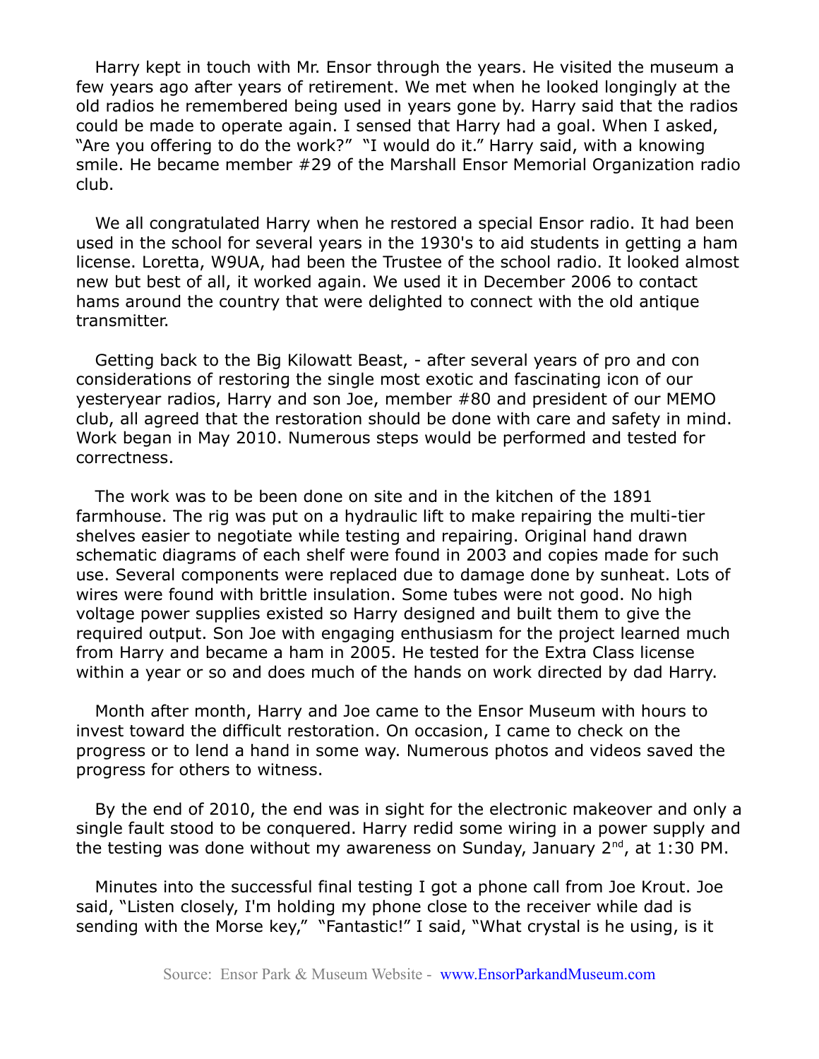Harry kept in touch with Mr. Ensor through the years. He visited the museum a few years ago after years of retirement. We met when he looked longingly at the old radios he remembered being used in years gone by. Harry said that the radios could be made to operate again. I sensed that Harry had a goal. When I asked, "Are you offering to do the work?" "I would do it." Harry said, with a knowing smile. He became member #29 of the Marshall Ensor Memorial Organization radio club.

We all congratulated Harry when he restored a special Ensor radio. It had been used in the school for several years in the 1930's to aid students in getting a ham license. Loretta, W9UA, had been the Trustee of the school radio. It looked almost new but best of all, it worked again. We used it in December 2006 to contact hams around the country that were delighted to connect with the old antique transmitter.

Getting back to the Big Kilowatt Beast, - after several years of pro and con considerations of restoring the single most exotic and fascinating icon of our yesteryear radios, Harry and son Joe, member #80 and president of our MEMO club, all agreed that the restoration should be done with care and safety in mind. Work began in May 2010. Numerous steps would be performed and tested for correctness.

The work was to be been done on site and in the kitchen of the 1891 farmhouse. The rig was put on a hydraulic lift to make repairing the multi-tier shelves easier to negotiate while testing and repairing. Original hand drawn schematic diagrams of each shelf were found in 2003 and copies made for such use. Several components were replaced due to damage done by sunheat. Lots of wires were found with brittle insulation. Some tubes were not good. No high voltage power supplies existed so Harry designed and built them to give the required output. Son Joe with engaging enthusiasm for the project learned much from Harry and became a ham in 2005. He tested for the Extra Class license within a year or so and does much of the hands on work directed by dad Harry.

Month after month, Harry and Joe came to the Ensor Museum with hours to invest toward the difficult restoration. On occasion, I came to check on the progress or to lend a hand in some way. Numerous photos and videos saved the progress for others to witness.

By the end of 2010, the end was in sight for the electronic makeover and only a single fault stood to be conquered. Harry redid some wiring in a power supply and the testing was done without my awareness on Sunday, January 2nd, at 1:30 PM.

Minutes into the successful final testing I got a phone call from Joe Krout. Joe said, "Listen closely, I'm holding my phone close to the receiver while dad is sending with the Morse key," "Fantastic!" I said, "What crystal is he using, is it

Source: Ensor Park & Museum Website - www.EnsorParkandMuseum.com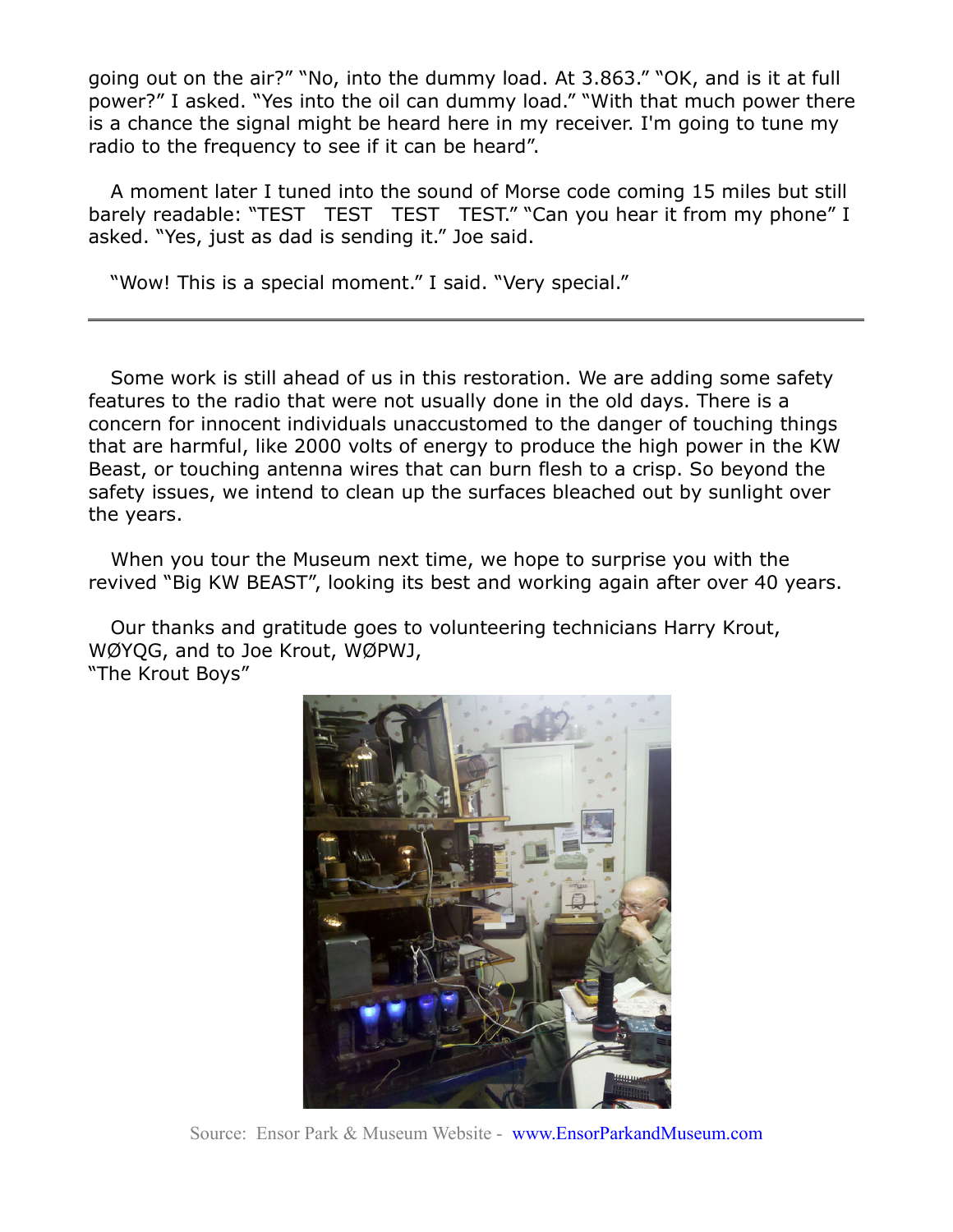going out on the air?" "No, into the dummy load. At 3.863." "OK, and is it at full power?" I asked. "Yes into the oil can dummy load." "With that much power there is a chance the signal might be heard here in my receiver. I'm going to tune my radio to the frequency to see if it can be heard".

A moment later I tuned into the sound of Morse code coming 15 miles but still barely readable: "TEST TEST TEST TEST." "Can you hear it from my phone" I asked. "Yes, just as dad is sending it." Joe said.

"Wow! This is a special moment." I said. "Very special."

---

Some work is still ahead of us in this restoration. We are adding some safety features to the radio that were not usually done in the old days. There is a concern for innocent individuals unaccustomed to the danger of touching things that are harmful, like 2000 volts of energy to produce the high power in the KW Beast, or touching antenna wires that can burn flesh to a crisp. So beyond the safety issues, we intend to clean up the surfaces bleached out by sunlight over the years.

When you tour the Museum next time, we hope to surprise you with the revived "Big KW BEAST", looking its best and working again after over 40 years.

Our thanks and gratitude goes to volunteering technicians Harry Krout, WØYQG, and to Joe Krout, WØPWJ,
"The Krout Boys"

Source: Ensor Park & Museum Website - www.EnsorParkandMuseum.com